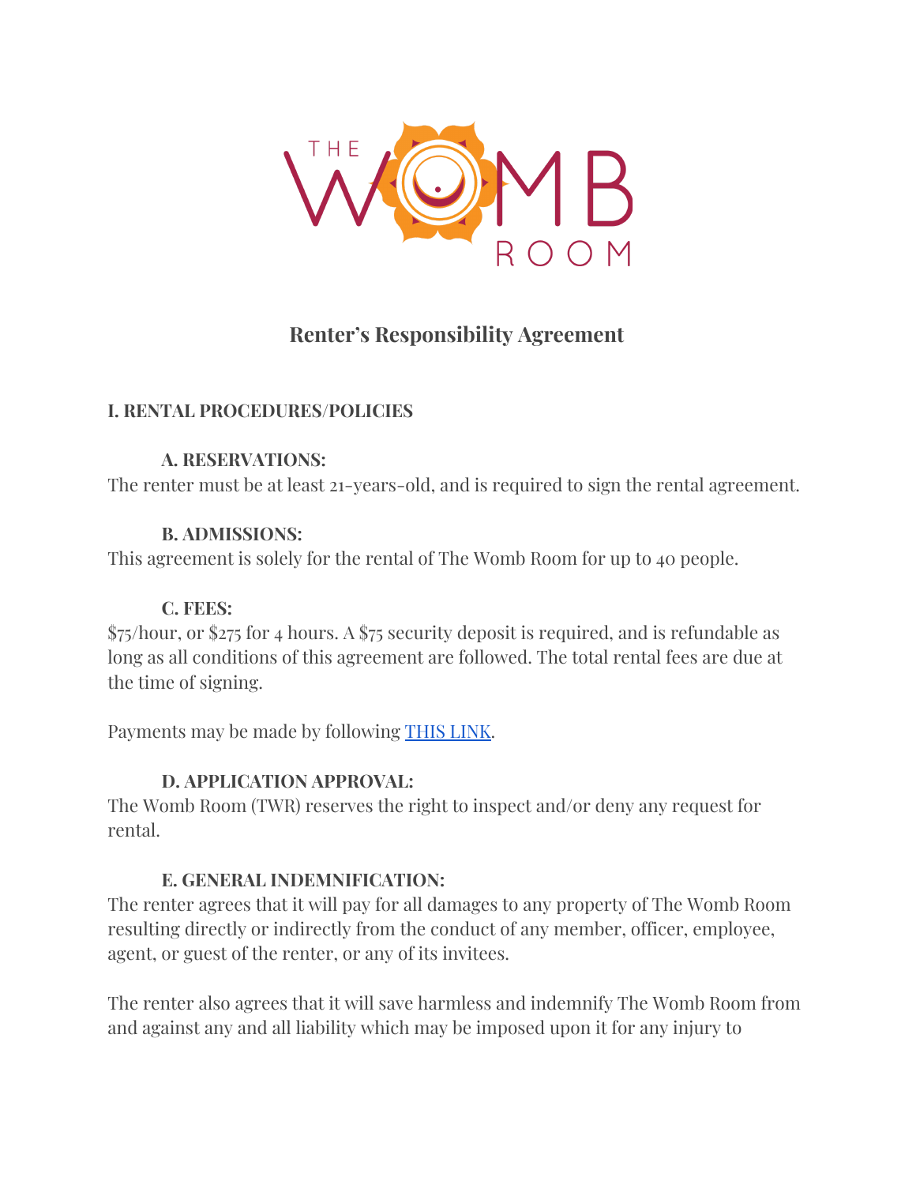# Renter's Responsibility Agreement

## I. RENTAL PROCEDURES/POLICIES

### A. RESERVATIONS:

The renter must be at least 21-years-old, and is required to sign the rental agreement.

### B. ADMISSIONS:

This agreement is solely for the rental of The Womb Room for up to 40 people.

### C. FEES:

$75/hour, or $275 for 4 hours. A $75 security deposit is required, and is refundable as long as all conditions of this agreement are followed. The total rental fees are due at the time of signing.

Payments may be made by following THIS LINK.

### D. APPLICATION APPROVAL:

The Womb Room (TWR) reserves the right to inspect and/or deny any request for rental.

### E. GENERAL INDEMNIFICATION:

The renter agrees that it will pay for all damages to any property of The Womb Room resulting directly or indirectly from the conduct of any member, officer, employee, agent, or guest of the renter, or any of its invitees.

The renter also agrees that it will save harmless and indemnify The Womb Room from and against any and all liability which may be imposed upon it for any injury to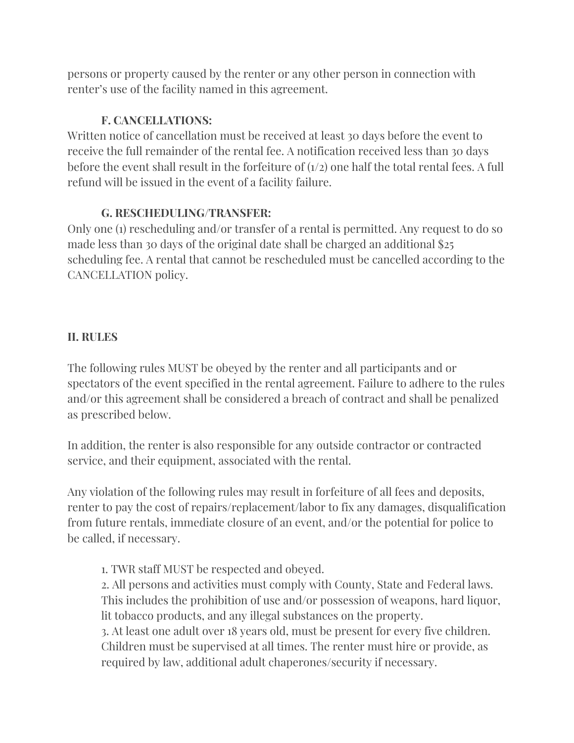persons or property caused by the renter or any other person in connection with renter's use of the facility named in this agreement.

**F. CANCELLATIONS:**

Written notice of cancellation must be received at least 30 days before the event to receive the full remainder of the rental fee. A notification received less than 30 days before the event shall result in the forfeiture of (1/2) one half the total rental fees. A full refund will be issued in the event of a facility failure.

**G. RESCHEDULING/TRANSFER:**

Only one (1) rescheduling and/or transfer of a rental is permitted. Any request to do so made less than 30 days of the original date shall be charged an additional $25 scheduling fee. A rental that cannot be rescheduled must be cancelled according to the CANCELLATION policy.

## II. RULES

The following rules MUST be obeyed by the renter and all participants and or spectators of the event specified in the rental agreement. Failure to adhere to the rules and/or this agreement shall be considered a breach of contract and shall be penalized as prescribed below.

In addition, the renter is also responsible for any outside contractor or contracted service, and their equipment, associated with the rental.

Any violation of the following rules may result in forfeiture of all fees and deposits, renter to pay the cost of repairs/replacement/labor to fix any damages, disqualification from future rentals, immediate closure of an event, and/or the potential for police to be called, if necessary.

1. TWR staff MUST be respected and obeyed.
2. All persons and activities must comply with County, State and Federal laws. This includes the prohibition of use and/or possession of weapons, hard liquor, lit tobacco products, and any illegal substances on the property.
3. At least one adult over 18 years old, must be present for every five children. Children must be supervised at all times. The renter must hire or provide, as required by law, additional adult chaperones/security if necessary.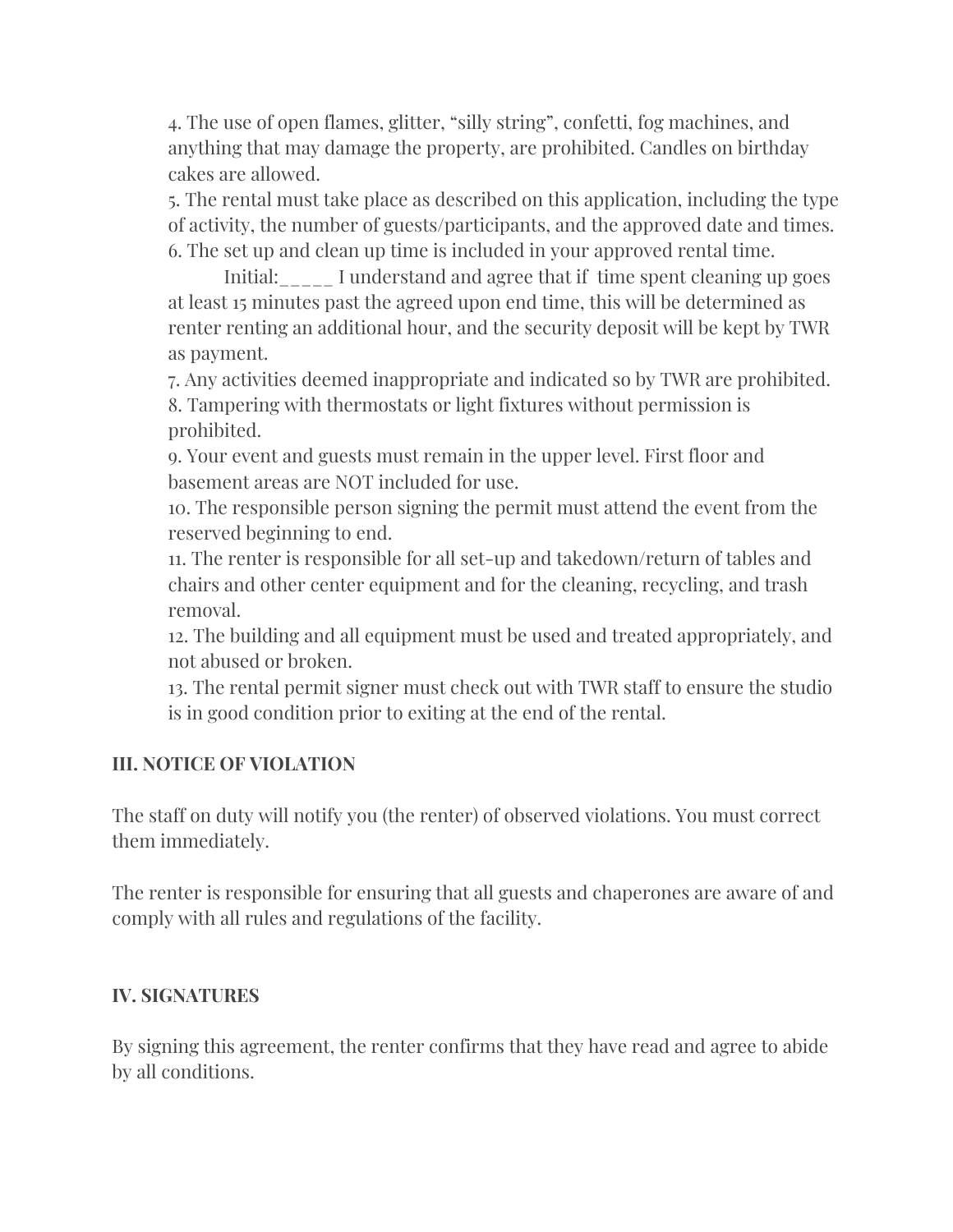4. The use of open flames, glitter, “silly string”, confetti, fog machines, and anything that may damage the property, are prohibited. Candles on birthday cakes are allowed.
5. The rental must take place as described on this application, including the type of activity, the number of guests/participants, and the approved date and times.
6. The set up and clean up time is included in your approved rental time.

Initial:_____ I understand and agree that if time spent cleaning up goes at least 15 minutes past the agreed upon end time, this will be determined as renter renting an additional hour, and the security deposit will be kept by TWR as payment.

7. Any activities deemed inappropriate and indicated so by TWR are prohibited.
8. Tampering with thermostats or light fixtures without permission is prohibited.
9. Your event and guests must remain in the upper level. First floor and basement areas are NOT included for use.
10. The responsible person signing the permit must attend the event from the reserved beginning to end.
11. The renter is responsible for all set-up and takedown/return of tables and chairs and other center equipment and for the cleaning, recycling, and trash removal.
12. The building and all equipment must be used and treated appropriately, and not abused or broken.
13. The rental permit signer must check out with TWR staff to ensure the studio is in good condition prior to exiting at the end of the rental.

**III. NOTICE OF VIOLATION**

The staff on duty will notify you (the renter) of observed violations. You must correct them immediately.

The renter is responsible for ensuring that all guests and chaperones are aware of and comply with all rules and regulations of the facility.

**IV. SIGNATURES**

By signing this agreement, the renter confirms that they have read and agree to abide by all conditions.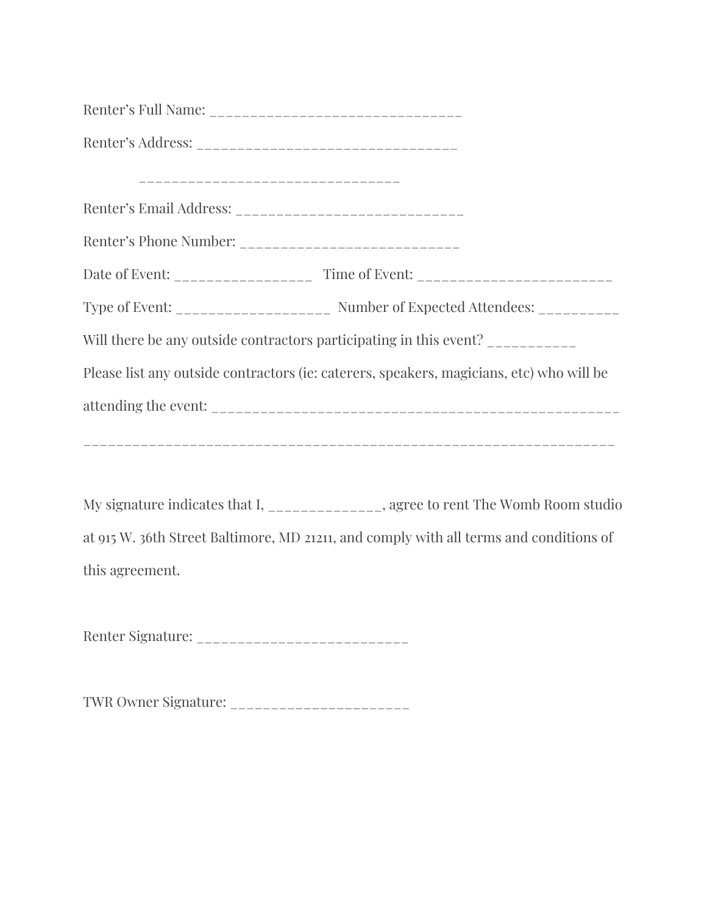Renter’s Full Name: ______________________________

Renter’s Address: _______________________________

_______________________________

Renter’s Email Address: ___________________________

Renter’s Phone Number: __________________________

Date of Event: ________________ Time of Event: _______________________

Type of Event: __________________ Number of Expected Attendees: _________

Will there be any outside contractors participating in this event? __________

Please list any outside contractors (ie: caterers, speakers, magicians, etc) who will be attending the event: ________________________________________________

_______________________________________________________________

My signature indicates that I, _____________, agree to rent The Womb Room studio at 915 W. 36th Street Baltimore, MD 21211, and comply with all terms and conditions of this agreement.

Renter Signature: _________________________

TWR Owner Signature: _____________________